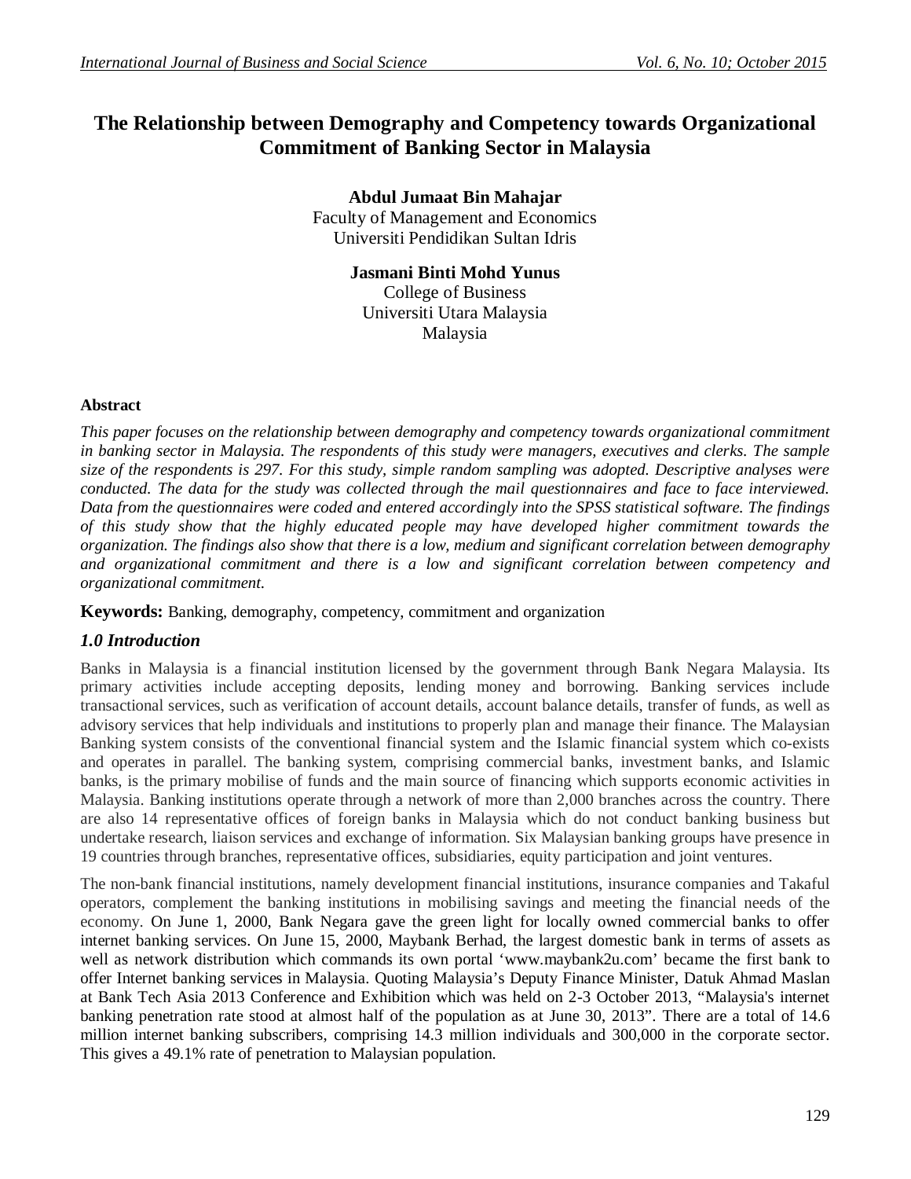# The Relationship between Demography and Competency towards Organizational Commitment of Banking Sector in Malaysia

**Abdul Jumaat Bin Mahajar**
Faculty of Management and Economics
Universiti Pendidikan Sultan Idris

**Jasmani Binti Mohd Yunus**
College of Business
Universiti Utara Malaysia
Malaysia

### Abstract

*This paper focuses on the relationship between demography and competency towards organizational commitment in banking sector in Malaysia. The respondents of this study were managers, executives and clerks. The sample size of the respondents is 297. For this study, simple random sampling was adopted. Descriptive analyses were conducted. The data for the study was collected through the mail questionnaires and face to face interviewed. Data from the questionnaires were coded and entered accordingly into the SPSS statistical software. The findings of this study show that the highly educated people may have developed higher commitment towards the organization. The findings also show that there is a low, medium and significant correlation between demography and organizational commitment and there is a low and significant correlation between competency and organizational commitment.*

**Keywords:** Banking, demography, competency, commitment and organization

## *1.0 Introduction*

Banks in Malaysia is a financial institution licensed by the government through Bank Negara Malaysia. Its primary activities include accepting deposits, lending money and borrowing. Banking services include transactional services, such as verification of account details, account balance details, transfer of funds, as well as advisory services that help individuals and institutions to properly plan and manage their finance. The Malaysian Banking system consists of the conventional financial system and the Islamic financial system which co-exists and operates in parallel. The banking system, comprising commercial banks, investment banks, and Islamic banks, is the primary mobilise of funds and the main source of financing which supports economic activities in Malaysia. Banking institutions operate through a network of more than 2,000 branches across the country. There are also 14 representative offices of foreign banks in Malaysia which do not conduct banking business but undertake research, liaison services and exchange of information. Six Malaysian banking groups have presence in 19 countries through branches, representative offices, subsidiaries, equity participation and joint ventures.

The non-bank financial institutions, namely development financial institutions, insurance companies and Takaful operators, complement the banking institutions in mobilising savings and meeting the financial needs of the economy. On June 1, 2000, Bank Negara gave the green light for locally owned commercial banks to offer internet banking services. On June 15, 2000, Maybank Berhad, the largest domestic bank in terms of assets as well as network distribution which commands its own portal 'www.maybank2u.com' became the first bank to offer Internet banking services in Malaysia. Quoting Malaysia's Deputy Finance Minister, Datuk Ahmad Maslan at Bank Tech Asia 2013 Conference and Exhibition which was held on 2-3 October 2013, "Malaysia's internet banking penetration rate stood at almost half of the population as at June 30, 2013". There are a total of 14.6 million internet banking subscribers, comprising 14.3 million individuals and 300,000 in the corporate sector. This gives a 49.1% rate of penetration to Malaysian population.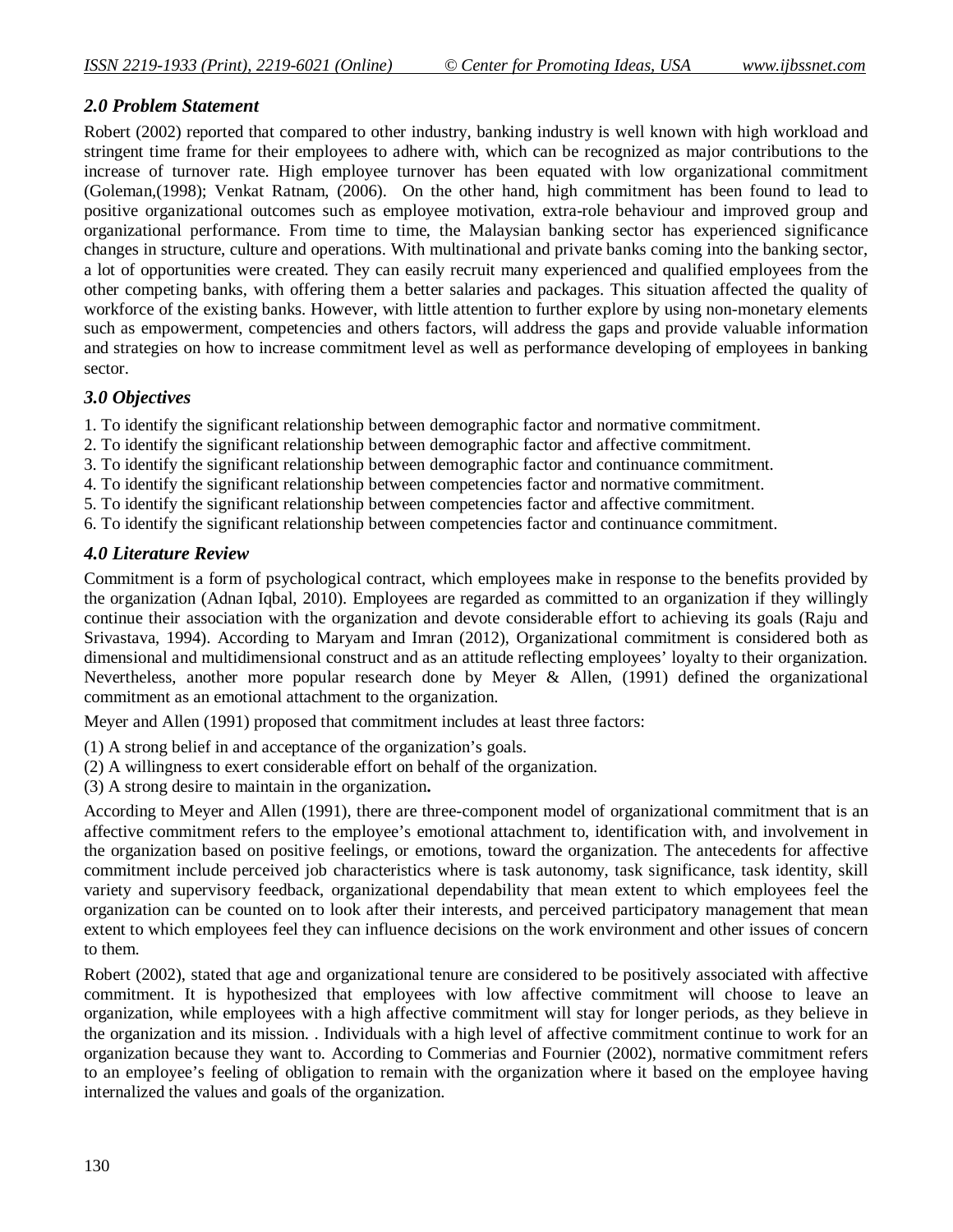### *2.0 Problem Statement*

Robert (2002) reported that compared to other industry, banking industry is well known with high workload and stringent time frame for their employees to adhere with, which can be recognized as major contributions to the increase of turnover rate. High employee turnover has been equated with low organizational commitment (Goleman,(1998); Venkat Ratnam, (2006). On the other hand, high commitment has been found to lead to positive organizational outcomes such as employee motivation, extra-role behaviour and improved group and organizational performance. From time to time, the Malaysian banking sector has experienced significance changes in structure, culture and operations. With multinational and private banks coming into the banking sector, a lot of opportunities were created. They can easily recruit many experienced and qualified employees from the other competing banks, with offering them a better salaries and packages. This situation affected the quality of workforce of the existing banks. However, with little attention to further explore by using non-monetary elements such as empowerment, competencies and others factors, will address the gaps and provide valuable information and strategies on how to increase commitment level as well as performance developing of employees in banking sector.

### *3.0 Objectives*

1. To identify the significant relationship between demographic factor and normative commitment.
2. To identify the significant relationship between demographic factor and affective commitment.
3. To identify the significant relationship between demographic factor and continuance commitment.
4. To identify the significant relationship between competencies factor and normative commitment.
5. To identify the significant relationship between competencies factor and affective commitment.
6. To identify the significant relationship between competencies factor and continuance commitment.

### *4.0 Literature Review*

Commitment is a form of psychological contract, which employees make in response to the benefits provided by the organization (Adnan Iqbal, 2010). Employees are regarded as committed to an organization if they willingly continue their association with the organization and devote considerable effort to achieving its goals (Raju and Srivastava, 1994). According to Maryam and Imran (2012), Organizational commitment is considered both as dimensional and multidimensional construct and as an attitude reflecting employees' loyalty to their organization. Nevertheless, another more popular research done by Meyer & Allen, (1991) defined the organizational commitment as an emotional attachment to the organization.

Meyer and Allen (1991) proposed that commitment includes at least three factors:

(1) A strong belief in and acceptance of the organization's goals.
(2) A willingness to exert considerable effort on behalf of the organization.
(3) A strong desire to maintain in the organization**.**

According to Meyer and Allen (1991), there are three-component model of organizational commitment that is an affective commitment refers to the employee's emotional attachment to, identification with, and involvement in the organization based on positive feelings, or emotions, toward the organization. The antecedents for affective commitment include perceived job characteristics where is task autonomy, task significance, task identity, skill variety and supervisory feedback, organizational dependability that mean extent to which employees feel the organization can be counted on to look after their interests, and perceived participatory management that mean extent to which employees feel they can influence decisions on the work environment and other issues of concern to them.

Robert (2002), stated that age and organizational tenure are considered to be positively associated with affective commitment. It is hypothesized that employees with low affective commitment will choose to leave an organization, while employees with a high affective commitment will stay for longer periods, as they believe in the organization and its mission. . Individuals with a high level of affective commitment continue to work for an organization because they want to. According to Commerias and Fournier (2002), normative commitment refers to an employee's feeling of obligation to remain with the organization where it based on the employee having internalized the values and goals of the organization.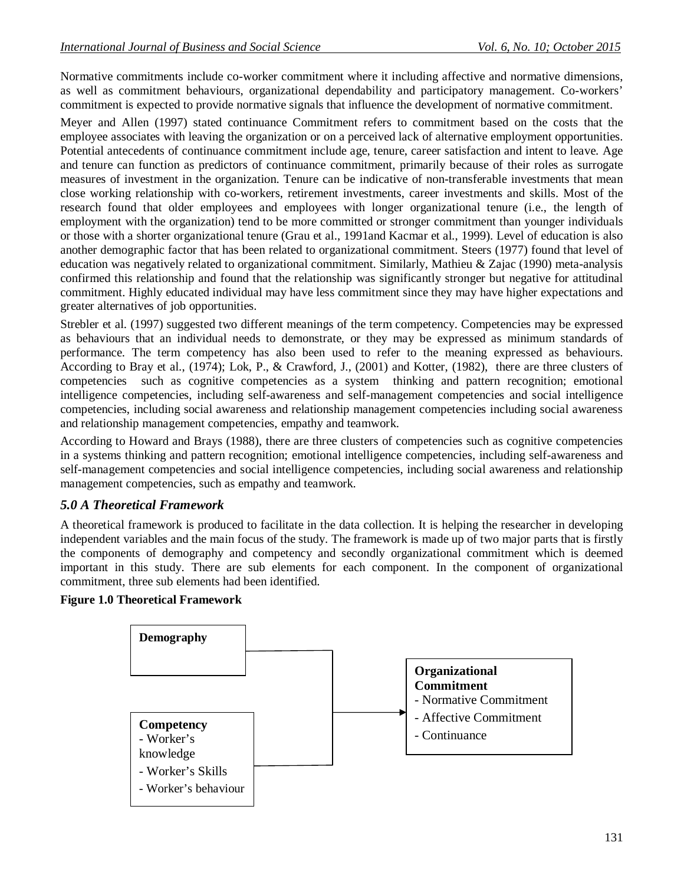Normative commitments include co-worker commitment where it including affective and normative dimensions, as well as commitment behaviours, organizational dependability and participatory management. Co-workers' commitment is expected to provide normative signals that influence the development of normative commitment.

Meyer and Allen (1997) stated continuance Commitment refers to commitment based on the costs that the employee associates with leaving the organization or on a perceived lack of alternative employment opportunities. Potential antecedents of continuance commitment include age, tenure, career satisfaction and intent to leave. Age and tenure can function as predictors of continuance commitment, primarily because of their roles as surrogate measures of investment in the organization. Tenure can be indicative of non-transferable investments that mean close working relationship with co-workers, retirement investments, career investments and skills. Most of the research found that older employees and employees with longer organizational tenure (i.e., the length of employment with the organization) tend to be more committed or stronger commitment than younger individuals or those with a shorter organizational tenure (Grau et al., 1991and Kacmar et al., 1999). Level of education is also another demographic factor that has been related to organizational commitment. Steers (1977) found that level of education was negatively related to organizational commitment. Similarly, Mathieu & Zajac (1990) meta-analysis confirmed this relationship and found that the relationship was significantly stronger but negative for attitudinal commitment. Highly educated individual may have less commitment since they may have higher expectations and greater alternatives of job opportunities.

Strebler et al. (1997) suggested two different meanings of the term competency. Competencies may be expressed as behaviours that an individual needs to demonstrate, or they may be expressed as minimum standards of performance. The term competency has also been used to refer to the meaning expressed as behaviours. According to Bray et al., (1974); Lok, P., & Crawford, J., (2001) and Kotter, (1982), there are three clusters of competencies such as cognitive competencies as a system thinking and pattern recognition; emotional intelligence competencies, including self-awareness and self-management competencies and social intelligence competencies, including social awareness and relationship management competencies including social awareness and relationship management competencies, empathy and teamwork.

According to Howard and Brays (1988), there are three clusters of competencies such as cognitive competencies in a systems thinking and pattern recognition; emotional intelligence competencies, including self-awareness and self-management competencies and social intelligence competencies, including social awareness and relationship management competencies, such as empathy and teamwork.

## *5.0 A Theoretical Framework*

A theoretical framework is produced to facilitate in the data collection. It is helping the researcher in developing independent variables and the main focus of the study. The framework is made up of two major parts that is firstly the components of demography and competency and secondly organizational commitment which is deemed important in this study. There are sub elements for each component. In the component of organizational commitment, three sub elements had been identified.

**Figure 1.0 Theoretical Framework**

**Demography**

**Competency**
- Worker's knowledge
- Worker's Skills
- Worker's behaviour

→

**Organizational Commitment**
- Normative Commitment
- Affective Commitment
- Continuance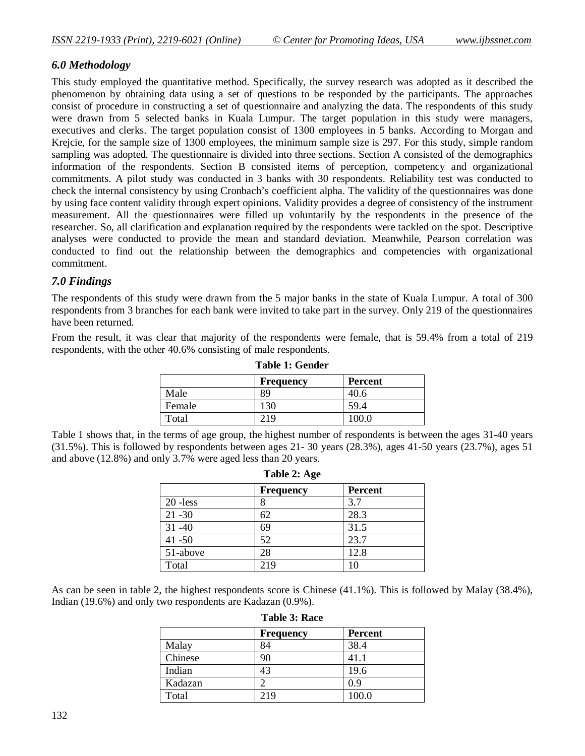## *6.0 Methodology*

This study employed the quantitative method. Specifically, the survey research was adopted as it described the phenomenon by obtaining data using a set of questions to be responded by the participants. The approaches consist of procedure in constructing a set of questionnaire and analyzing the data. The respondents of this study were drawn from 5 selected banks in Kuala Lumpur. The target population in this study were managers, executives and clerks. The target population consist of 1300 employees in 5 banks. According to Morgan and Krejcie, for the sample size of 1300 employees, the minimum sample size is 297. For this study, simple random sampling was adopted. The questionnaire is divided into three sections. Section A consisted of the demographics information of the respondents. Section B consisted items of perception, competency and organizational commitments. A pilot study was conducted in 3 banks with 30 respondents. Reliability test was conducted to check the internal consistency by using Cronbach's coefficient alpha. The validity of the questionnaires was done by using face content validity through expert opinions. Validity provides a degree of consistency of the instrument measurement. All the questionnaires were filled up voluntarily by the respondents in the presence of the researcher. So, all clarification and explanation required by the respondents were tackled on the spot. Descriptive analyses were conducted to provide the mean and standard deviation. Meanwhile, Pearson correlation was conducted to find out the relationship between the demographics and competencies with organizational commitment.

## *7.0 Findings*

The respondents of this study were drawn from the 5 major banks in the state of Kuala Lumpur. A total of 300 respondents from 3 branches for each bank were invited to take part in the survey. Only 219 of the questionnaires have been returned.

From the result, it was clear that majority of the respondents were female, that is 59.4% from a total of 219 respondents, with the other 40.6% consisting of male respondents.

**Table 1: Gender**

| | Frequency | Percent |
|---|---|---|
| Male | 89 | 40.6 |
| Female | 130 | 59.4 |
| Total | 219 | 100.0 |

Table 1 shows that, in the terms of age group, the highest number of respondents is between the ages 31-40 years (31.5%). This is followed by respondents between ages 21- 30 years (28.3%), ages 41-50 years (23.7%), ages 51 and above (12.8%) and only 3.7% were aged less than 20 years.

**Table 2: Age**

| | Frequency | Percent |
|---|---|---|
| 20 -less | 8 | 3.7 |
| 21 -30 | 62 | 28.3 |
| 31 -40 | 69 | 31.5 |
| 41 -50 | 52 | 23.7 |
| 51-above | 28 | 12.8 |
| Total | 219 | 10 |

As can be seen in table 2, the highest respondents score is Chinese (41.1%). This is followed by Malay (38.4%), Indian (19.6%) and only two respondents are Kadazan (0.9%).

**Table 3: Race**

| | Frequency | Percent |
|---|---|---|
| Malay | 84 | 38.4 |
| Chinese | 90 | 41.1 |
| Indian | 43 | 19.6 |
| Kadazan | 2 | 0.9 |
| Total | 219 | 100.0 |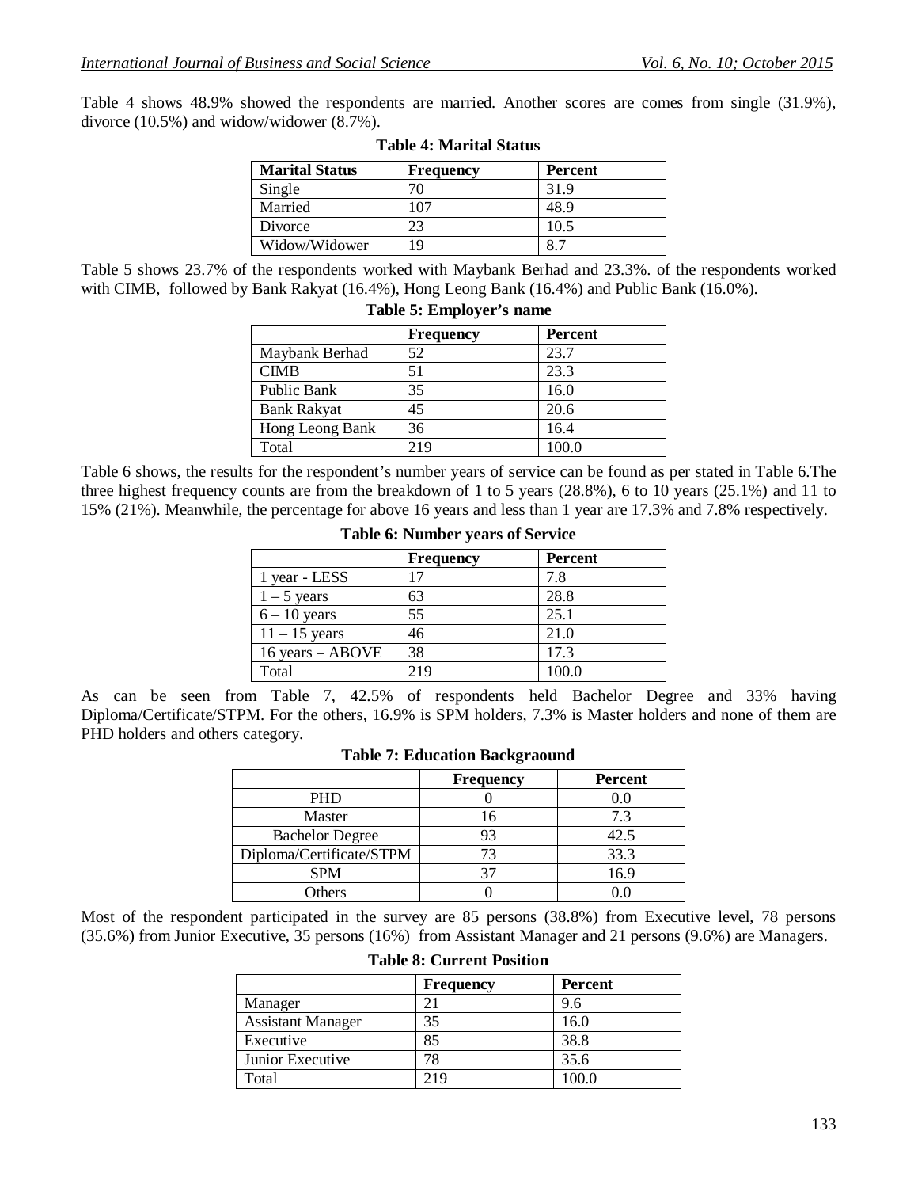Table 4 shows 48.9% showed the respondents are married. Another scores are comes from single (31.9%), divorce (10.5%) and widow/widower (8.7%).

**Table 4: Marital Status**

| Marital Status | Frequency | Percent |
|---|---|---|
| Single | 70 | 31.9 |
| Married | 107 | 48.9 |
| Divorce | 23 | 10.5 |
| Widow/Widower | 19 | 8.7 |

Table 5 shows 23.7% of the respondents worked with Maybank Berhad and 23.3%. of the respondents worked with CIMB, followed by Bank Rakyat (16.4%), Hong Leong Bank (16.4%) and Public Bank (16.0%).

**Table 5: Employer's name**

| | Frequency | Percent |
|---|---|---|
| Maybank Berhad | 52 | 23.7 |
| CIMB | 51 | 23.3 |
| Public Bank | 35 | 16.0 |
| Bank Rakyat | 45 | 20.6 |
| Hong Leong Bank | 36 | 16.4 |
| Total | 219 | 100.0 |

Table 6 shows, the results for the respondent's number years of service can be found as per stated in Table 6.The three highest frequency counts are from the breakdown of 1 to 5 years (28.8%), 6 to 10 years (25.1%) and 11 to 15% (21%). Meanwhile, the percentage for above 16 years and less than 1 year are 17.3% and 7.8% respectively.

**Table 6: Number years of Service**

| | Frequency | Percent |
|---|---|---|
| 1 year - LESS | 17 | 7.8 |
| 1 – 5 years | 63 | 28.8 |
| 6 – 10 years | 55 | 25.1 |
| 11 – 15 years | 46 | 21.0 |
| 16 years – ABOVE | 38 | 17.3 |
| Total | 219 | 100.0 |

As can be seen from Table 7, 42.5% of respondents held Bachelor Degree and 33% having Diploma/Certificate/STPM. For the others, 16.9% is SPM holders, 7.3% is Master holders and none of them are PHD holders and others category.

**Table 7: Education Backgraound**

| | Frequency | Percent |
|---|---|---|
| PHD | 0 | 0.0 |
| Master | 16 | 7.3 |
| Bachelor Degree | 93 | 42.5 |
| Diploma/Certificate/STPM | 73 | 33.3 |
| SPM | 37 | 16.9 |
| Others | 0 | 0.0 |

Most of the respondent participated in the survey are 85 persons (38.8%) from Executive level, 78 persons (35.6%) from Junior Executive, 35 persons (16%) from Assistant Manager and 21 persons (9.6%) are Managers.

**Table 8: Current Position**

| | Frequency | Percent |
|---|---|---|
| Manager | 21 | 9.6 |
| Assistant Manager | 35 | 16.0 |
| Executive | 85 | 38.8 |
| Junior Executive | 78 | 35.6 |
| Total | 219 | 100.0 |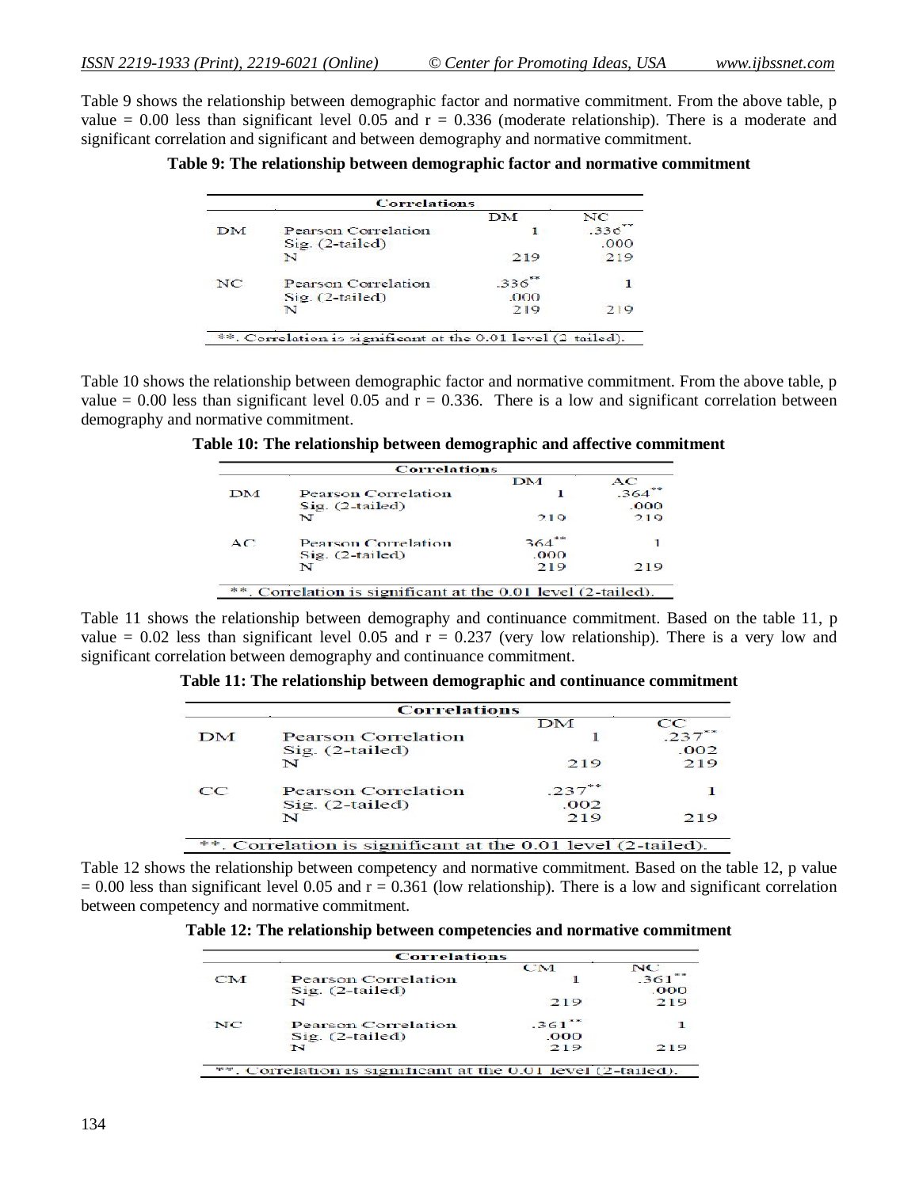Table 9 shows the relationship between demographic factor and normative commitment. From the above table, p value = 0.00 less than significant level 0.05 and r = 0.336 (moderate relationship). There is a moderate and significant correlation and significant and between demography and normative commitment.

**Table 9: The relationship between demographic factor and normative commitment**

| Correlations | | | |
|---|---|---|---|
| | | DM | NC |
| DM | Pearson Correlation | 1 | .336** |
| | Sig. (2-tailed) | | .000 |
| | N | 219 | 219 |
| NC | Pearson Correlation | .336** | 1 |
| | Sig. (2-tailed) | .000 | |
| | N | 219 | 219 |

**. Correlation is significant at the 0.01 level (2-tailed).

Table 10 shows the relationship between demographic factor and normative commitment. From the above table, p value = 0.00 less than significant level 0.05 and r = 0.336. There is a low and significant correlation between demography and normative commitment.

**Table 10: The relationship between demographic and affective commitment**

| Correlations | | | |
|---|---|---|---|
| | | DM | AC |
| DM | Pearson Correlation | 1 | .364** |
| | Sig. (2-tailed) | | .000 |
| | N | 219 | 219 |
| AC | Pearson Correlation | .364** | 1 |
| | Sig. (2-tailed) | .000 | |
| | N | 219 | 219 |

**. Correlation is significant at the 0.01 level (2-tailed).

Table 11 shows the relationship between demography and continuance commitment. Based on the table 11, p value = 0.02 less than significant level 0.05 and r = 0.237 (very low relationship). There is a very low and significant correlation between demography and continuance commitment.

**Table 11: The relationship between demographic and continuance commitment**

| Correlations | | | |
|---|---|---|---|
| | | DM | CC |
| DM | Pearson Correlation | 1 | .237** |
| | Sig. (2-tailed) | | .002 |
| | N | 219 | 219 |
| CC | Pearson Correlation | .237** | 1 |
| | Sig. (2-tailed) | .002 | |
| | N | 219 | 219 |

**. Correlation is significant at the 0.01 level (2-tailed).

Table 12 shows the relationship between competency and normative commitment. Based on the table 12, p value = 0.00 less than significant level 0.05 and r = 0.361 (low relationship). There is a low and significant correlation between competency and normative commitment.

**Table 12: The relationship between competencies and normative commitment**

| Correlations | | | |
|---|---|---|---|
| | | CM | NC |
| CM | Pearson Correlation | 1 | .361** |
| | Sig. (2-tailed) | | .000 |
| | N | 219 | 219 |
| NC | Pearson Correlation | .361** | 1 |
| | Sig. (2-tailed) | .000 | |
| | N | 219 | 219 |

**. Correlation is significant at the 0.01 level (2-tailed).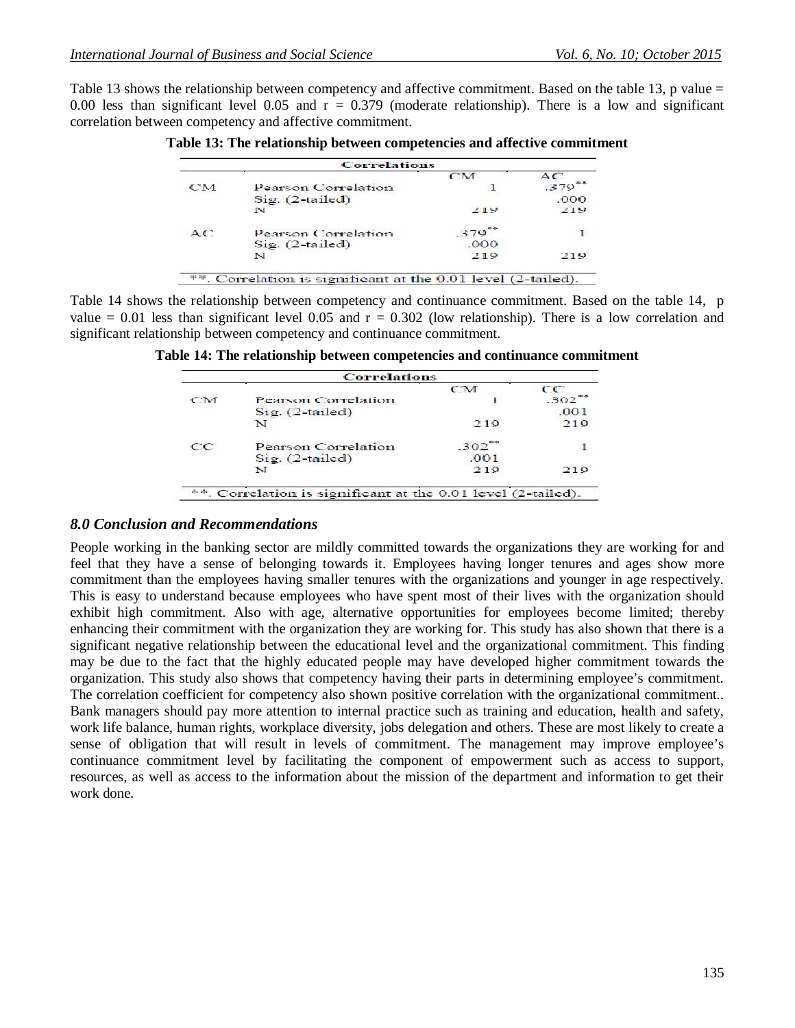Table 13 shows the relationship between competency and affective commitment. Based on the table 13, p value = 0.00 less than significant level 0.05 and r = 0.379 (moderate relationship). There is a low and significant correlation between competency and affective commitment.

**Table 13: The relationship between competencies and affective commitment**

| Correlations | | | |
|---|---|---|---|
| | | CM | AC |
| CM | Pearson Correlation | 1 | .379** |
| | Sig. (2-tailed) | | .000 |
| | N | 219 | 219 |
| AC | Pearson Correlation | .379** | 1 |
| | Sig. (2-tailed) | .000 | |
| | N | 219 | 219 |

**. Correlation is significant at the 0.01 level (2-tailed).

Table 14 shows the relationship between competency and continuance commitment. Based on the table 14, p value = 0.01 less than significant level 0.05 and r = 0.302 (low relationship). There is a low correlation and significant relationship between competency and continuance commitment.

**Table 14: The relationship between competencies and continuance commitment**

| Correlations | | | |
|---|---|---|---|
| | | CM | CC |
| CM | Pearson Correlation | 1 | .302** |
| | Sig. (2-tailed) | | .001 |
| | N | 219 | 219 |
| CC | Pearson Correlation | .302** | 1 |
| | Sig. (2-tailed) | .001 | |
| | N | 219 | 219 |

**. Correlation is significant at the 0.01 level (2-tailed).

### *8.0 Conclusion and Recommendations*

People working in the banking sector are mildly committed towards the organizations they are working for and feel that they have a sense of belonging towards it. Employees having longer tenures and ages show more commitment than the employees having smaller tenures with the organizations and younger in age respectively. This is easy to understand because employees who have spent most of their lives with the organization should exhibit high commitment. Also with age, alternative opportunities for employees become limited; thereby enhancing their commitment with the organization they are working for. This study has also shown that there is a significant negative relationship between the educational level and the organizational commitment. This finding may be due to the fact that the highly educated people may have developed higher commitment towards the organization. This study also shows that competency having their parts in determining employee's commitment. The correlation coefficient for competency also shown positive correlation with the organizational commitment.. Bank managers should pay more attention to internal practice such as training and education, health and safety, work life balance, human rights, workplace diversity, jobs delegation and others. These are most likely to create a sense of obligation that will result in levels of commitment. The management may improve employee's continuance commitment level by facilitating the component of empowerment such as access to support, resources, as well as access to the information about the mission of the department and information to get their work done.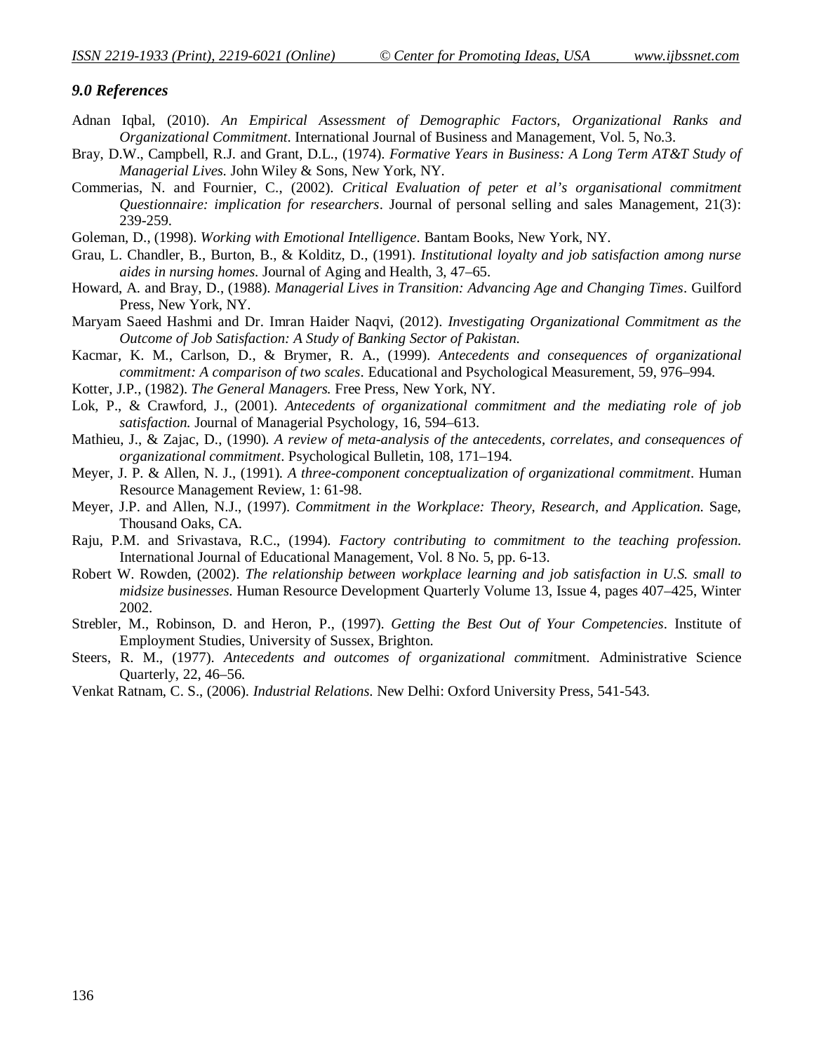### *9.0 References*

Adnan Iqbal, (2010). *An Empirical Assessment of Demographic Factors, Organizational Ranks and Organizational Commitment*. International Journal of Business and Management, Vol. 5, No.3.

Bray, D.W., Campbell, R.J. and Grant, D.L., (1974). *Formative Years in Business: A Long Term AT&T Study of Managerial Lives*. John Wiley & Sons, New York, NY.

Commerias, N. and Fournier, C., (2002). *Critical Evaluation of peter et al's organisational commitment Questionnaire: implication for researchers*. Journal of personal selling and sales Management, 21(3): 239-259.

Goleman, D., (1998). *Working with Emotional Intelligence*. Bantam Books, New York, NY.

Grau, L. Chandler, B., Burton, B., & Kolditz, D., (1991). *Institutional loyalty and job satisfaction among nurse aides in nursing homes*. Journal of Aging and Health, 3, 47–65.

Howard, A. and Bray, D., (1988). *Managerial Lives in Transition: Advancing Age and Changing Times*. Guilford Press, New York, NY.

Maryam Saeed Hashmi and Dr. Imran Haider Naqvi, (2012). *Investigating Organizational Commitment as the Outcome of Job Satisfaction: A Study of Banking Sector of Pakistan*.

Kacmar, K. M., Carlson, D., & Brymer, R. A., (1999). *Antecedents and consequences of organizational commitment: A comparison of two scales*. Educational and Psychological Measurement, 59, 976–994.

Kotter, J.P., (1982). *The General Managers*. Free Press, New York, NY.

Lok, P., & Crawford, J., (2001). *Antecedents of organizational commitment and the mediating role of job satisfaction*. Journal of Managerial Psychology, 16, 594–613.

Mathieu, J., & Zajac, D., (1990). *A review of meta-analysis of the antecedents, correlates, and consequences of organizational commitment*. Psychological Bulletin, 108, 171–194.

Meyer, J. P. & Allen, N. J., (1991). *A three-component conceptualization of organizational commitment*. Human Resource Management Review, 1: 61-98.

Meyer, J.P. and Allen, N.J., (1997). *Commitment in the Workplace: Theory, Research, and Application*. Sage, Thousand Oaks, CA.

Raju, P.M. and Srivastava, R.C., (1994). *Factory contributing to commitment to the teaching profession*. International Journal of Educational Management, Vol. 8 No. 5, pp. 6-13.

Robert W. Rowden, (2002). *The relationship between workplace learning and job satisfaction in U.S. small to midsize businesses*. Human Resource Development Quarterly Volume 13, Issue 4, pages 407–425, Winter 2002.

Strebler, M., Robinson, D. and Heron, P., (1997). *Getting the Best Out of Your Competencies*. Institute of Employment Studies, University of Sussex, Brighton.

Steers, R. M., (1977). *Antecedents and outcomes of organizational commit*ment. Administrative Science Quarterly, 22, 46–56.

Venkat Ratnam, C. S., (2006). *Industrial Relations*. New Delhi: Oxford University Press, 541-543.